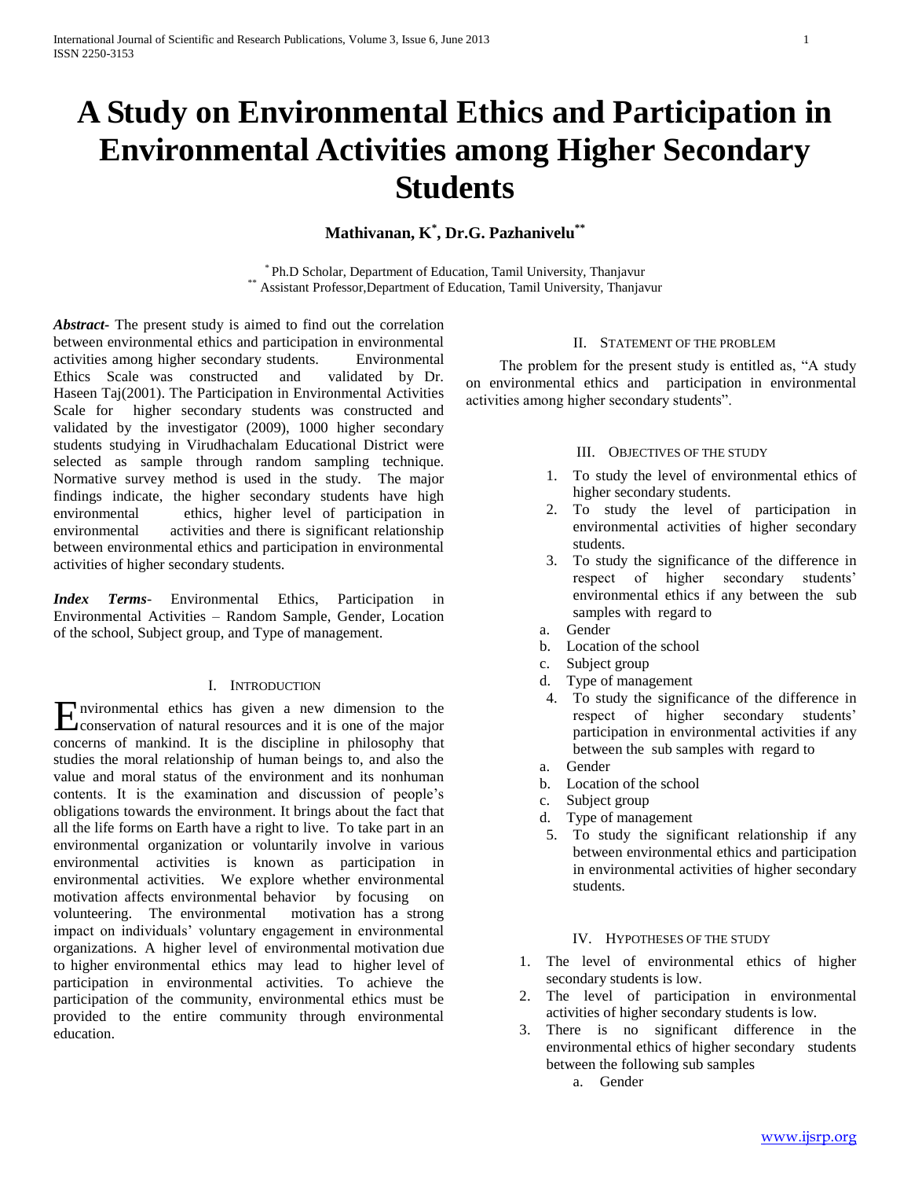# A Study on Environmental Ethics and Participation in Environmental Activities among Higher Secondary Students

**Mathivanan, K[*], Dr.G. Pazhanivelu[**]**

[*] Ph.D Scholar, Department of Education, Tamil University, Thanjavur
[**] Assistant Professor,Department of Education, Tamil University, Thanjavur

***Abstract-*** The present study is aimed to find out the correlation between environmental ethics and participation in environmental activities among higher secondary students. Environmental Ethics Scale was constructed and validated by Dr. Haseen Taj(2001). The Participation in Environmental Activities Scale for higher secondary students was constructed and validated by the investigator (2009), 1000 higher secondary students studying in Virudhachalam Educational District were selected as sample through random sampling technique. Normative survey method is used in the study. The major findings indicate, the higher secondary students have high environmental ethics, higher level of participation in environmental activities and there is significant relationship between environmental ethics and participation in environmental activities of higher secondary students.

***Index Terms-*** Environmental Ethics, Participation in Environmental Activities – Random Sample, Gender, Location of the school, Subject group, and Type of management.

## I. Introduction

Environmental ethics has given a new dimension to the conservation of natural resources and it is one of the major concerns of mankind. It is the discipline in philosophy that studies the moral relationship of human beings to, and also the value and moral status of the environment and its nonhuman contents. It is the examination and discussion of people's obligations towards the environment. It brings about the fact that all the life forms on Earth have a right to live. To take part in an environmental organization or voluntarily involve in various environmental activities is known as participation in environmental activities. We explore whether environmental motivation affects environmental behavior by focusing on volunteering. The environmental motivation has a strong impact on individuals' voluntary engagement in environmental organizations. A higher level of environmental motivation due to higher environmental ethics may lead to higher level of participation in environmental activities. To achieve the participation of the community, environmental ethics must be provided to the entire community through environmental education.

## II. Statement of the Problem

The problem for the present study is entitled as, "A study on environmental ethics and participation in environmental activities among higher secondary students".

## III. Objectives of the Study

1. To study the level of environmental ethics of higher secondary students.
2. To study the level of participation in environmental activities of higher secondary students.
3. To study the significance of the difference in respect of higher secondary students' environmental ethics if any between the sub samples with regard to
   a. Gender
   b. Location of the school
   c. Subject group
   d. Type of management
4. To study the significance of the difference in respect of higher secondary students' participation in environmental activities if any between the sub samples with regard to
   a. Gender
   b. Location of the school
   c. Subject group
   d. Type of management
5. To study the significant relationship if any between environmental ethics and participation in environmental activities of higher secondary students.

## IV. Hypotheses of the Study

1. The level of environmental ethics of higher secondary students is low.
2. The level of participation in environmental activities of higher secondary students is low.
3. There is no significant difference in the environmental ethics of higher secondary students between the following sub samples
   a. Gender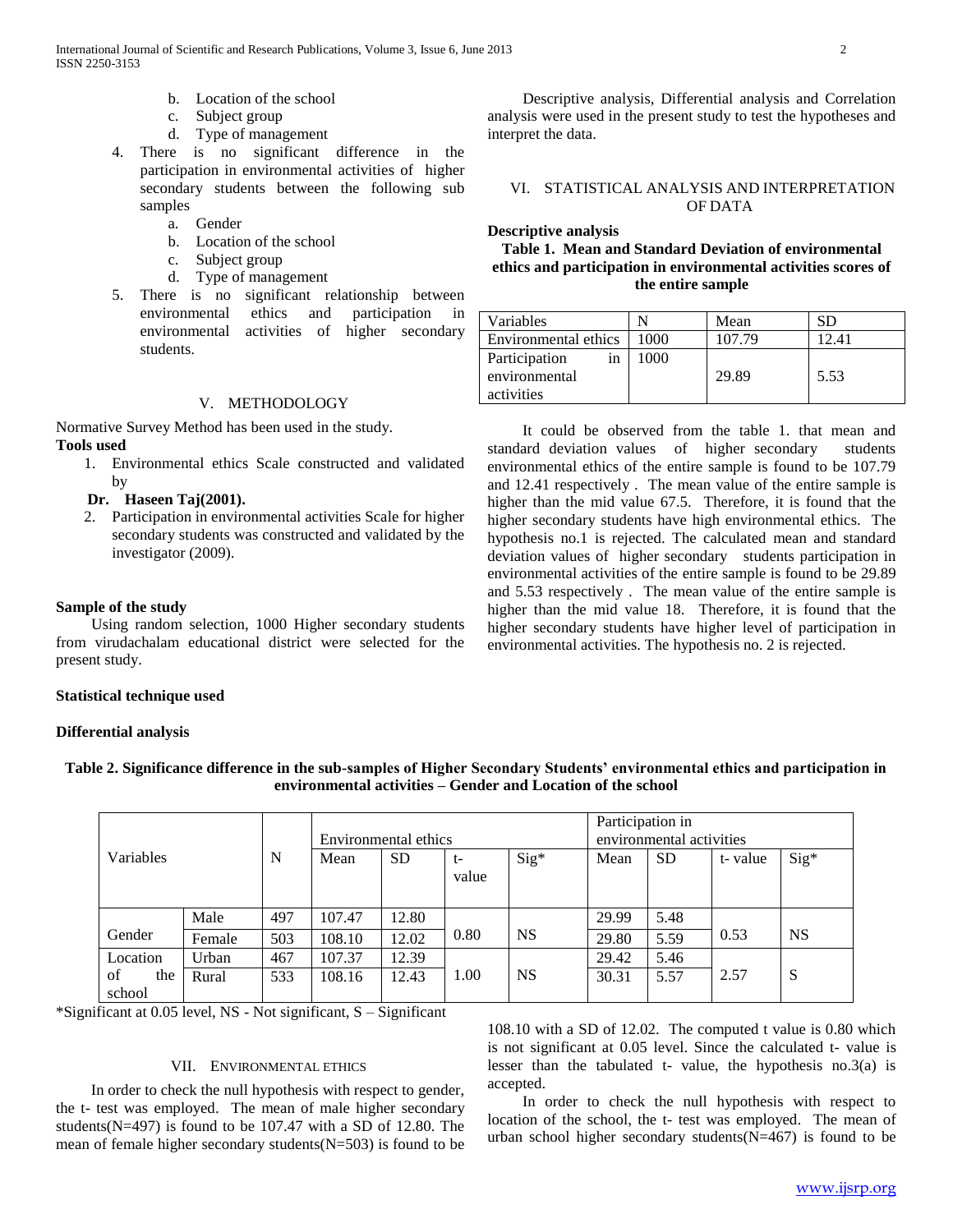b. Location of the school
c. Subject group
d. Type of management

4. There is no significant difference in the participation in environmental activities of higher secondary students between the following sub samples
   a. Gender
   b. Location of the school
   c. Subject group
   d. Type of management
5. There is no significant relationship between environmental ethics and participation in environmental activities of higher secondary students.

## V. METHODOLOGY

Normative Survey Method has been used in the study.

**Tools used**

1. Environmental ethics Scale constructed and validated by **Dr. Haseen Taj(2001).**
2. Participation in environmental activities Scale for higher secondary students was constructed and validated by the investigator (2009).

**Sample of the study**

Using random selection, 1000 Higher secondary students from virudachalam educational district were selected for the present study.

**Statistical technique used**

**Differential analysis**

Descriptive analysis, Differential analysis and Correlation analysis were used in the present study to test the hypotheses and interpret the data.

## VI. STATISTICAL ANALYSIS AND INTERPRETATION OF DATA

**Descriptive analysis**

**Table 1. Mean and Standard Deviation of environmental ethics and participation in environmental activities scores of the entire sample**

| Variables | N | Mean | SD |
|---|---|---|---|
| Environmental ethics | 1000 | 107.79 | 12.41 |
| Participation in environmental activities | 1000 | 29.89 | 5.53 |

It could be observed from the table 1. that mean and standard deviation values of higher secondary students environmental ethics of the entire sample is found to be 107.79 and 12.41 respectively . The mean value of the entire sample is higher than the mid value 67.5. Therefore, it is found that the higher secondary students have high environmental ethics. The hypothesis no.1 is rejected. The calculated mean and standard deviation values of higher secondary students participation in environmental activities of the entire sample is found to be 29.89 and 5.53 respectively . The mean value of the entire sample is higher than the mid value 18. Therefore, it is found that the higher secondary students have higher level of participation in environmental activities. The hypothesis no. 2 is rejected.

**Table 2. Significance difference in the sub-samples of Higher Secondary Students' environmental ethics and participation in environmental activities – Gender and Location of the school**

| Variables | | N | Environmental ethics | | | | Participation in environmental activities | | | |
|---|---|---|---|---|---|---|---|---|---|---|
| | | | Mean | SD | t-value | Sig* | Mean | SD | t- value | Sig* |
| Gender | Male | 497 | 107.47 | 12.80 | 0.80 | NS | 29.99 | 5.48 | 0.53 | NS |
| | Female | 503 | 108.10 | 12.02 | | | 29.80 | 5.59 | | |
| Location of the school | Urban | 467 | 107.37 | 12.39 | 1.00 | NS | 29.42 | 5.46 | 2.57 | S |
| | Rural | 533 | 108.16 | 12.43 | | | 30.31 | 5.57 | | |

*Significant at 0.05 level, NS - Not significant, S – Significant

## VII. ENVIRONMENTAL ETHICS

In order to check the null hypothesis with respect to gender, the t- test was employed. The mean of male higher secondary students(N=497) is found to be 107.47 with a SD of 12.80. The mean of female higher secondary students(N=503) is found to be 108.10 with a SD of 12.02. The computed t value is 0.80 which is not significant at 0.05 level. Since the calculated t- value is lesser than the tabulated t- value, the hypothesis no.3(a) is accepted.

In order to check the null hypothesis with respect to location of the school, the t- test was employed. The mean of urban school higher secondary students(N=467) is found to be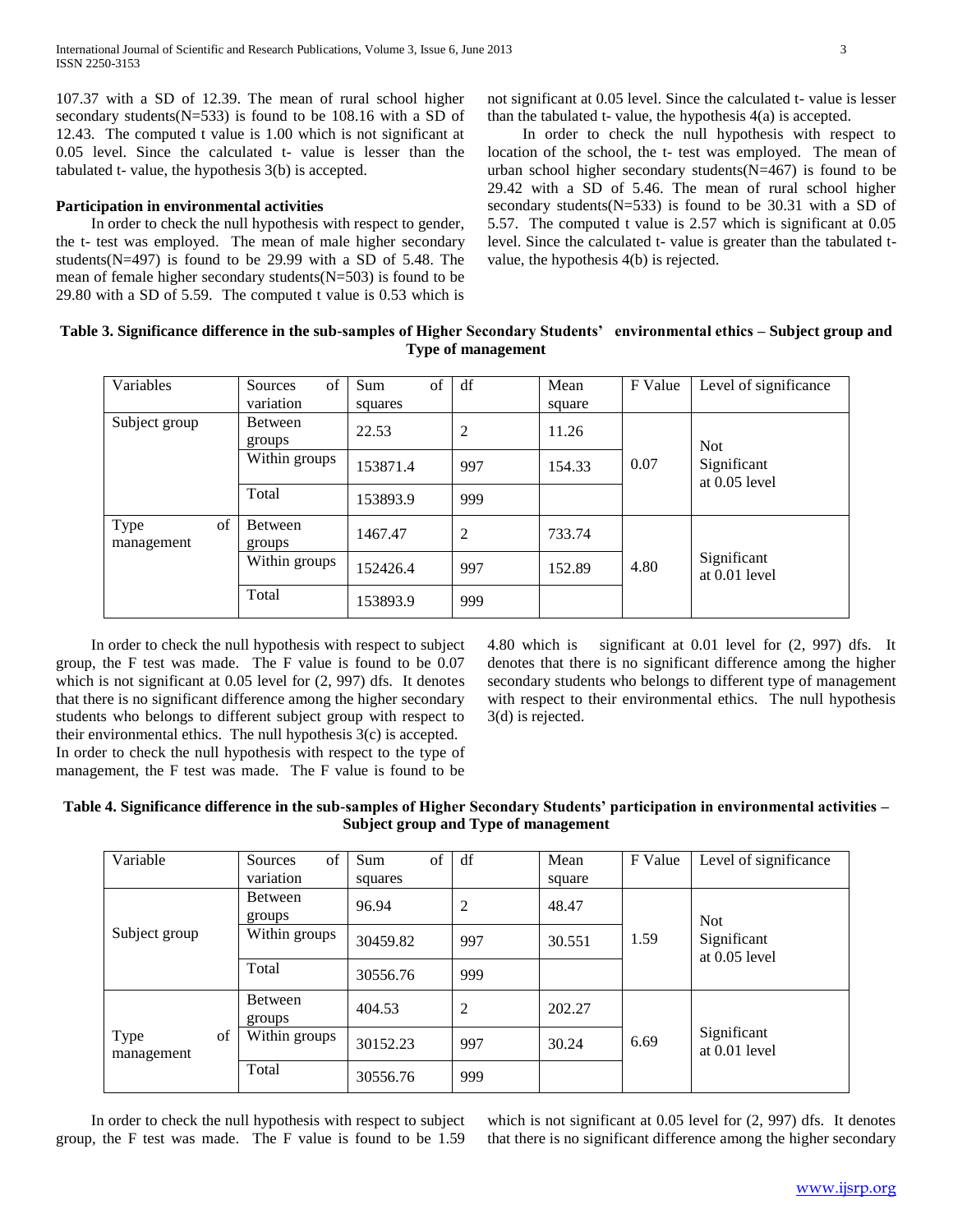107.37 with a SD of 12.39. The mean of rural school higher secondary students(N=533) is found to be 108.16 with a SD of 12.43. The computed t value is 1.00 which is not significant at 0.05 level. Since the calculated t- value is lesser than the tabulated t- value, the hypothesis 3(b) is accepted.

**Participation in environmental activities**

In order to check the null hypothesis with respect to gender, the t- test was employed. The mean of male higher secondary students(N=497) is found to be 29.99 with a SD of 5.48. The mean of female higher secondary students(N=503) is found to be 29.80 with a SD of 5.59. The computed t value is 0.53 which is not significant at 0.05 level. Since the calculated t- value is lesser than the tabulated t- value, the hypothesis 4(a) is accepted.

In order to check the null hypothesis with respect to location of the school, the t- test was employed. The mean of urban school higher secondary students(N=467) is found to be 29.42 with a SD of 5.46. The mean of rural school higher secondary students(N=533) is found to be 30.31 with a SD of 5.57. The computed t value is 2.57 which is significant at 0.05 level. Since the calculated t- value is greater than the tabulated t- value, the hypothesis 4(b) is rejected.

**Table 3. Significance difference in the sub-samples of Higher Secondary Students' environmental ethics – Subject group and Type of management**

| Variables | Sources of variation | Sum of squares | df | Mean square | F Value | Level of significance |
|---|---|---|---|---|---|---|
| Subject group | Between groups | 22.53 | 2 | 11.26 | 0.07 | Not Significant at 0.05 level |
| | Within groups | 153871.4 | 997 | 154.33 | | |
| | Total | 153893.9 | 999 | | | |
| Type of management | Between groups | 1467.47 | 2 | 733.74 | 4.80 | Significant at 0.01 level |
| | Within groups | 152426.4 | 997 | 152.89 | | |
| | Total | 153893.9 | 999 | | | |

In order to check the null hypothesis with respect to subject group, the F test was made. The F value is found to be 0.07 which is not significant at 0.05 level for (2, 997) dfs. It denotes that there is no significant difference among the higher secondary students who belongs to different subject group with respect to their environmental ethics. The null hypothesis 3(c) is accepted.

In order to check the null hypothesis with respect to the type of management, the F test was made. The F value is found to be 4.80 which is significant at 0.01 level for (2, 997) dfs. It denotes that there is no significant difference among the higher secondary students who belongs to different type of management with respect to their environmental ethics. The null hypothesis 3(d) is rejected.

**Table 4. Significance difference in the sub-samples of Higher Secondary Students' participation in environmental activities – Subject group and Type of management**

| Variable | Sources of variation | Sum of squares | df | Mean square | F Value | Level of significance |
|---|---|---|---|---|---|---|
| Subject group | Between groups | 96.94 | 2 | 48.47 | 1.59 | Not Significant at 0.05 level |
| | Within groups | 30459.82 | 997 | 30.551 | | |
| | Total | 30556.76 | 999 | | | |
| Type of management | Between groups | 404.53 | 2 | 202.27 | 6.69 | Significant at 0.01 level |
| | Within groups | 30152.23 | 997 | 30.24 | | |
| | Total | 30556.76 | 999 | | | |

In order to check the null hypothesis with respect to subject group, the F test was made. The F value is found to be 1.59 which is not significant at 0.05 level for (2, 997) dfs. It denotes that there is no significant difference among the higher secondary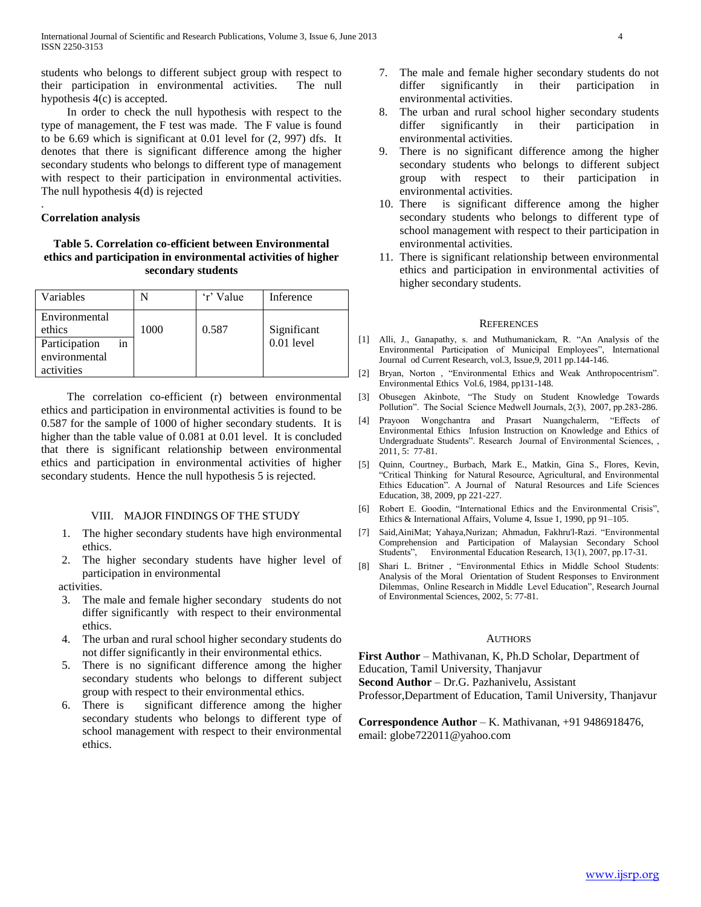students who belongs to different subject group with respect to their participation in environmental activities. The null hypothesis 4(c) is accepted.

In order to check the null hypothesis with respect to the type of management, the F test was made. The F value is found to be 6.69 which is significant at 0.01 level for (2, 997) dfs. It denotes that there is significant difference among the higher secondary students who belongs to different type of management with respect to their participation in environmental activities. The null hypothesis 4(d) is rejected

.

**Correlation analysis**

**Table 5. Correlation co-efficient between Environmental ethics and participation in environmental activities of higher secondary students**

| Variables | N | 'r' Value | Inference |
|---|---|---|---|
| Environmental ethics<br>Participation in environmental activities | 1000 | 0.587 | Significant 0.01 level |

The correlation co-efficient (r) between environmental ethics and participation in environmental activities is found to be 0.587 for the sample of 1000 of higher secondary students. It is higher than the table value of 0.081 at 0.01 level. It is concluded that there is significant relationship between environmental ethics and participation in environmental activities of higher secondary students. Hence the null hypothesis 5 is rejected.

## VIII. MAJOR FINDINGS OF THE STUDY

1. The higher secondary students have high environmental ethics.
2. The higher secondary students have higher level of participation in environmental activities.
3. The male and female higher secondary students do not differ significantly with respect to their environmental ethics.
4. The urban and rural school higher secondary students do not differ significantly in their environmental ethics.
5. There is no significant difference among the higher secondary students who belongs to different subject group with respect to their environmental ethics.
6. There is significant difference among the higher secondary students who belongs to different type of school management with respect to their environmental ethics.
7. The male and female higher secondary students do not differ significantly in their participation in environmental activities.
8. The urban and rural school higher secondary students differ significantly in their participation in environmental activities.
9. There is no significant difference among the higher secondary students who belongs to different subject group with respect to their participation in environmental activities.
10. There is significant difference among the higher secondary students who belongs to different type of school management with respect to their participation in environmental activities.
11. There is significant relationship between environmental ethics and participation in environmental activities of higher secondary students.

## REFERENCES

[1] Alli, J., Ganapathy, s. and Muthumanickam, R. "An Analysis of the Environmental Participation of Municipal Employees", International Journal od Current Research, vol.3, Issue,9, 2011 pp.144-146.

[2] Bryan, Norton , "Environmental Ethics and Weak Anthropocentrism". Environmental Ethics Vol.6, 1984, pp131-148.

[3] Obusegen Akinbote, "The Study on Student Knowledge Towards Pollution". The Social Science Medwell Journals, 2(3), 2007, pp.283-286.

[4] Prayoon Wongchantra and Prasart Nuangchalerm, "Effects of Environmental Ethics Infusion Instruction on Knowledge and Ethics of Undergraduate Students". Research Journal of Environmental Sciences, , 2011, 5: 77-81.

[5] Quinn, Courtney., Burbach, Mark E., Matkin, Gina S., Flores, Kevin, "Critical Thinking for Natural Resource, Agricultural, and Environmental Ethics Education". A Journal of Natural Resources and Life Sciences Education, 38, 2009, pp 221-227.

[6] Robert E. Goodin, "International Ethics and the Environmental Crisis", Ethics & International Affairs, Volume 4, Issue 1, 1990, pp 91–105.

[7] Said,AiniMat; Yahaya,Nurizan; Ahmadun, Fakhru'l-Razi. "Environmental Comprehension and Participation of Malaysian Secondary School Students", Environmental Education Research, 13(1), 2007, pp.17-31.

[8] Shari L. Britner , "Environmental Ethics in Middle School Students: Analysis of the Moral Orientation of Student Responses to Environment Dilemmas, Online Research in Middle Level Education", Research Journal of Environmental Sciences, 2002, 5: 77-81.

## AUTHORS

**First Author** – Mathivanan, K, Ph.D Scholar, Department of Education, Tamil University, Thanjavur

**Second Author** – Dr.G. Pazhanivelu, Assistant Professor,Department of Education, Tamil University, Thanjavur

**Correspondence Author** – K. Mathivanan, +91 9486918476, email: globe722011@yahoo.com